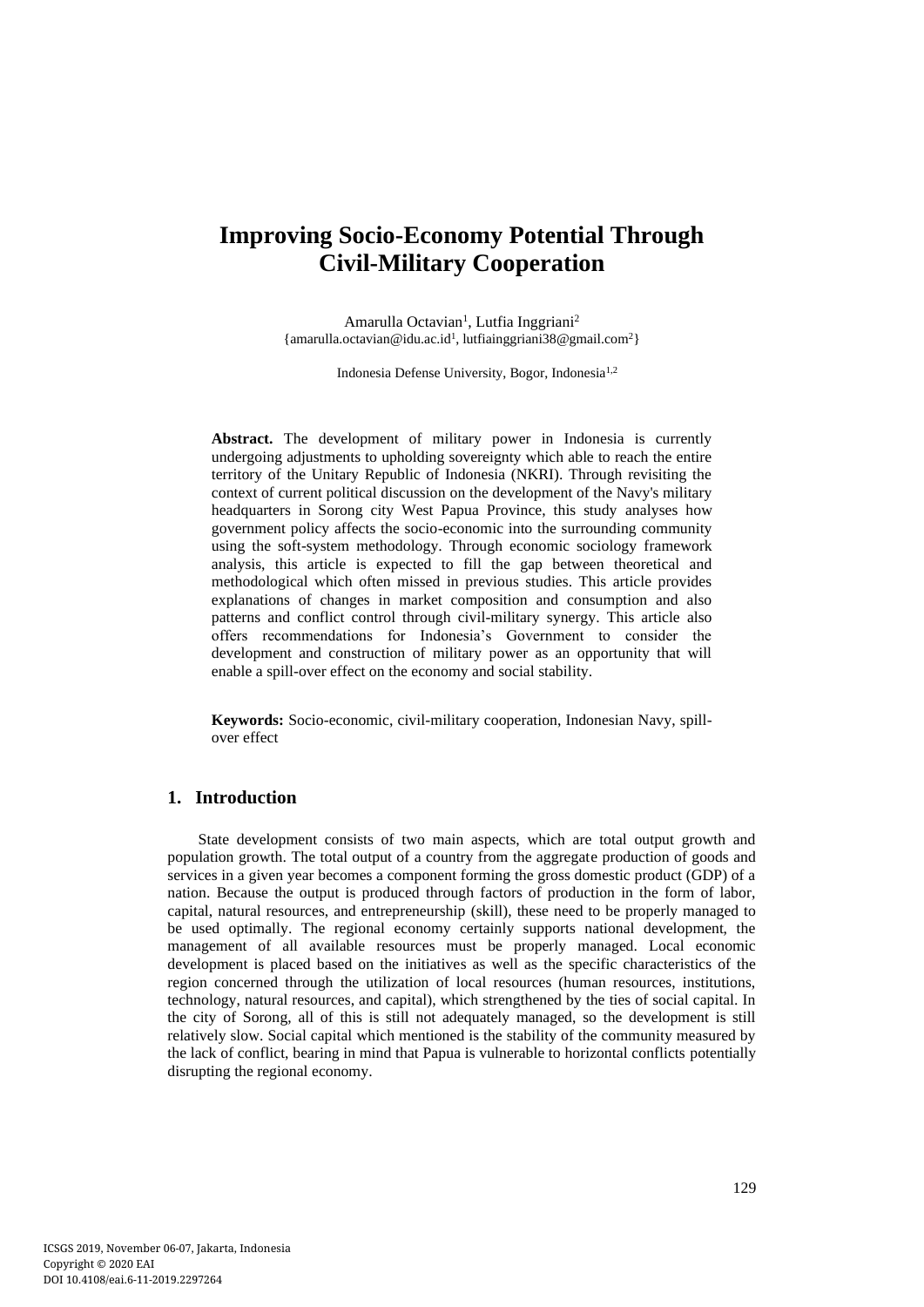# Improving Socio-Economy Potential Through Civil-Military Cooperation

Amarulla Octavian[1], Lutfia Inggriani[2]
{amarulla.octavian@idu.ac.id[1], lutfiainggriani38@gmail.com[2]}

Indonesia Defense University, Bogor, Indonesia[1,2]

**Abstract.** The development of military power in Indonesia is currently undergoing adjustments to upholding sovereignty which able to reach the entire territory of the Unitary Republic of Indonesia (NKRI). Through revisiting the context of current political discussion on the development of the Navy's military headquarters in Sorong city West Papua Province, this study analyses how government policy affects the socio-economic into the surrounding community using the soft-system methodology. Through economic sociology framework analysis, this article is expected to fill the gap between theoretical and methodological which often missed in previous studies. This article provides explanations of changes in market composition and consumption and also patterns and conflict control through civil-military synergy. This article also offers recommendations for Indonesia's Government to consider the development and construction of military power as an opportunity that will enable a spill-over effect on the economy and social stability.

**Keywords:** Socio-economic, civil-military cooperation, Indonesian Navy, spill-over effect

## 1. Introduction

State development consists of two main aspects, which are total output growth and population growth. The total output of a country from the aggregate production of goods and services in a given year becomes a component forming the gross domestic product (GDP) of a nation. Because the output is produced through factors of production in the form of labor, capital, natural resources, and entrepreneurship (skill), these need to be properly managed to be used optimally. The regional economy certainly supports national development, the management of all available resources must be properly managed. Local economic development is placed based on the initiatives as well as the specific characteristics of the region concerned through the utilization of local resources (human resources, institutions, technology, natural resources, and capital), which strengthened by the ties of social capital. In the city of Sorong, all of this is still not adequately managed, so the development is still relatively slow. Social capital which mentioned is the stability of the community measured by the lack of conflict, bearing in mind that Papua is vulnerable to horizontal conflicts potentially disrupting the regional economy.

ICSGS 2019, November 06-07, Jakarta, Indonesia
Copyright © 2020 EAI
DOI 10.4108/eai.6-11-2019.2297264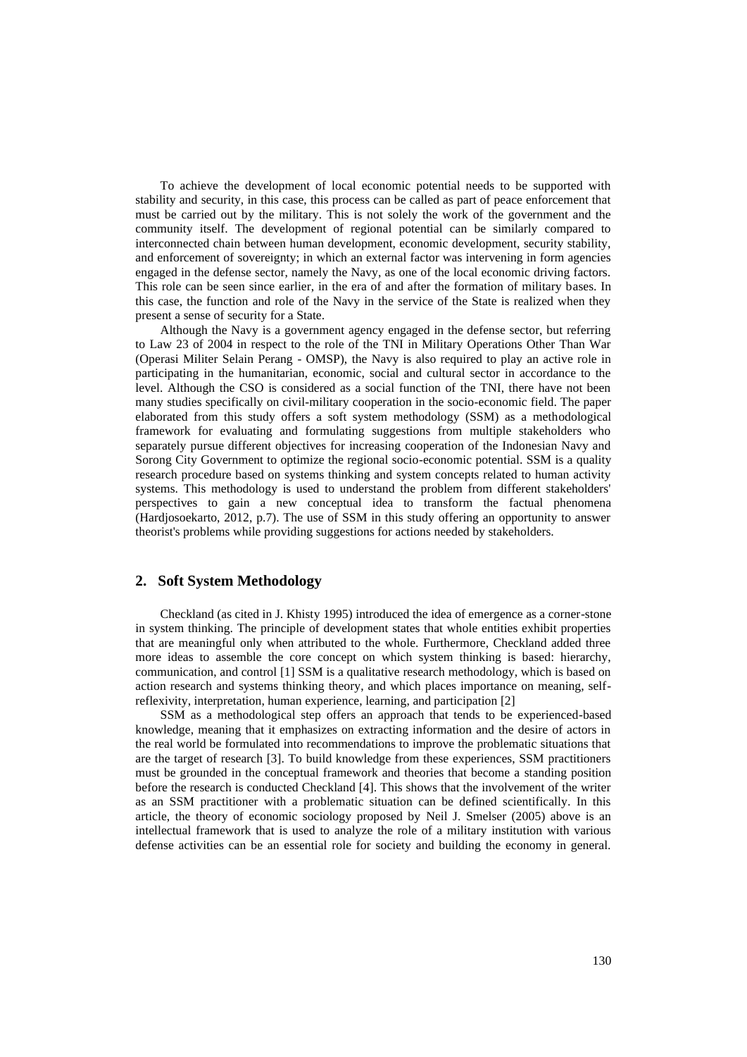To achieve the development of local economic potential needs to be supported with stability and security, in this case, this process can be called as part of peace enforcement that must be carried out by the military. This is not solely the work of the government and the community itself. The development of regional potential can be similarly compared to interconnected chain between human development, economic development, security stability, and enforcement of sovereignty; in which an external factor was intervening in form agencies engaged in the defense sector, namely the Navy, as one of the local economic driving factors. This role can be seen since earlier, in the era of and after the formation of military bases. In this case, the function and role of the Navy in the service of the State is realized when they present a sense of security for a State.

Although the Navy is a government agency engaged in the defense sector, but referring to Law 23 of 2004 in respect to the role of the TNI in Military Operations Other Than War (Operasi Militer Selain Perang - OMSP), the Navy is also required to play an active role in participating in the humanitarian, economic, social and cultural sector in accordance to the level. Although the CSO is considered as a social function of the TNI, there have not been many studies specifically on civil-military cooperation in the socio-economic field. The paper elaborated from this study offers a soft system methodology (SSM) as a methodological framework for evaluating and formulating suggestions from multiple stakeholders who separately pursue different objectives for increasing cooperation of the Indonesian Navy and Sorong City Government to optimize the regional socio-economic potential. SSM is a quality research procedure based on systems thinking and system concepts related to human activity systems. This methodology is used to understand the problem from different stakeholders' perspectives to gain a new conceptual idea to transform the factual phenomena (Hardjosoekarto, 2012, p.7). The use of SSM in this study offering an opportunity to answer theorist's problems while providing suggestions for actions needed by stakeholders.

## 2. Soft System Methodology

Checkland (as cited in J. Khisty 1995) introduced the idea of emergence as a corner-stone in system thinking. The principle of development states that whole entities exhibit properties that are meaningful only when attributed to the whole. Furthermore, Checkland added three more ideas to assemble the core concept on which system thinking is based: hierarchy, communication, and control [1] SSM is a qualitative research methodology, which is based on action research and systems thinking theory, and which places importance on meaning, self-reflexivity, interpretation, human experience, learning, and participation [2]

SSM as a methodological step offers an approach that tends to be experienced-based knowledge, meaning that it emphasizes on extracting information and the desire of actors in the real world be formulated into recommendations to improve the problematic situations that are the target of research [3]. To build knowledge from these experiences, SSM practitioners must be grounded in the conceptual framework and theories that become a standing position before the research is conducted Checkland [4]. This shows that the involvement of the writer as an SSM practitioner with a problematic situation can be defined scientifically. In this article, the theory of economic sociology proposed by Neil J. Smelser (2005) above is an intellectual framework that is used to analyze the role of a military institution with various defense activities can be an essential role for society and building the economy in general.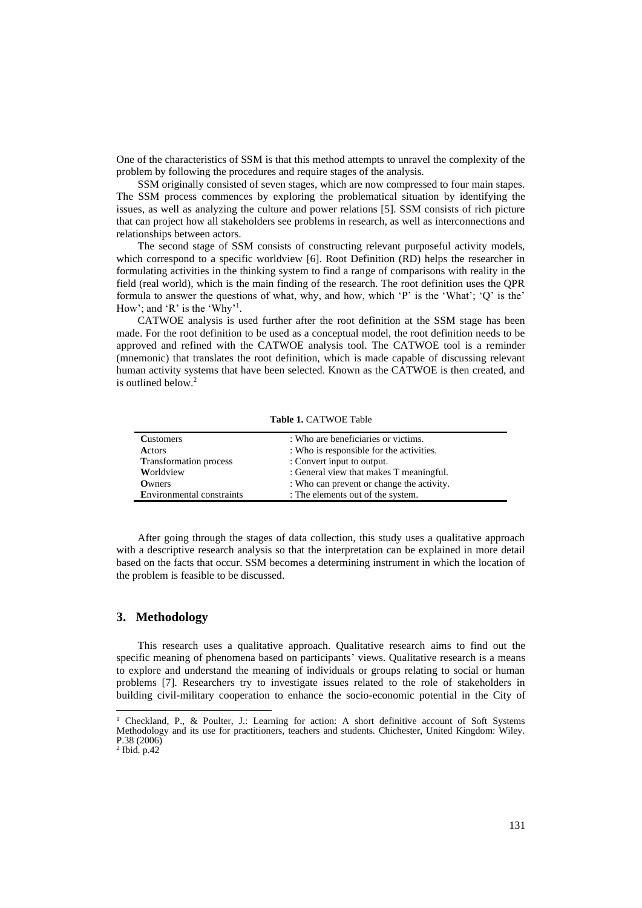One of the characteristics of SSM is that this method attempts to unravel the complexity of the problem by following the procedures and require stages of the analysis.

SSM originally consisted of seven stages, which are now compressed to four main stapes. The SSM process commences by exploring the problematical situation by identifying the issues, as well as analyzing the culture and power relations [5]. SSM consists of rich picture that can project how all stakeholders see problems in research, as well as interconnections and relationships between actors.

The second stage of SSM consists of constructing relevant purposeful activity models, which correspond to a specific worldview [6]. Root Definition (RD) helps the researcher in formulating activities in the thinking system to find a range of comparisons with reality in the field (real world), which is the main finding of the research. The root definition uses the QPR formula to answer the questions of what, why, and how, which 'P' is the 'What'; 'Q' is the' How'; and 'R' is the 'Why'[1].

CATWOE analysis is used further after the root definition at the SSM stage has been made. For the root definition to be used as a conceptual model, the root definition needs to be approved and refined with the CATWOE analysis tool. The CATWOE tool is a reminder (mnemonic) that translates the root definition, which is made capable of discussing relevant human activity systems that have been selected. Known as the CATWOE is then created, and is outlined below.[2]

**Table 1.** CATWOE Table

| | |
|---|---|
| **C**ustomers | : Who are beneficiaries or victims. |
| **A**ctors | : Who is responsible for the activities. |
| **T**ransformation process | : Convert input to output. |
| **W**orldview | : General view that makes T meaningful. |
| **O**wners | : Who can prevent or change the activity. |
| **E**nvironmental constraints | : The elements out of the system. |

After going through the stages of data collection, this study uses a qualitative approach with a descriptive research analysis so that the interpretation can be explained in more detail based on the facts that occur. SSM becomes a determining instrument in which the location of the problem is feasible to be discussed.

## 3. Methodology

This research uses a qualitative approach. Qualitative research aims to find out the specific meaning of phenomena based on participants' views. Qualitative research is a means to explore and understand the meaning of individuals or groups relating to social or human problems [7]. Researchers try to investigate issues related to the role of stakeholders in building civil-military cooperation to enhance the socio-economic potential in the City of

---

[1] Checkland, P., & Poulter, J.: Learning for action: A short definitive account of Soft Systems Methodology and its use for practitioners, teachers and students. Chichester, United Kingdom: Wiley. P.38 (2006)

[2] Ibid. p.42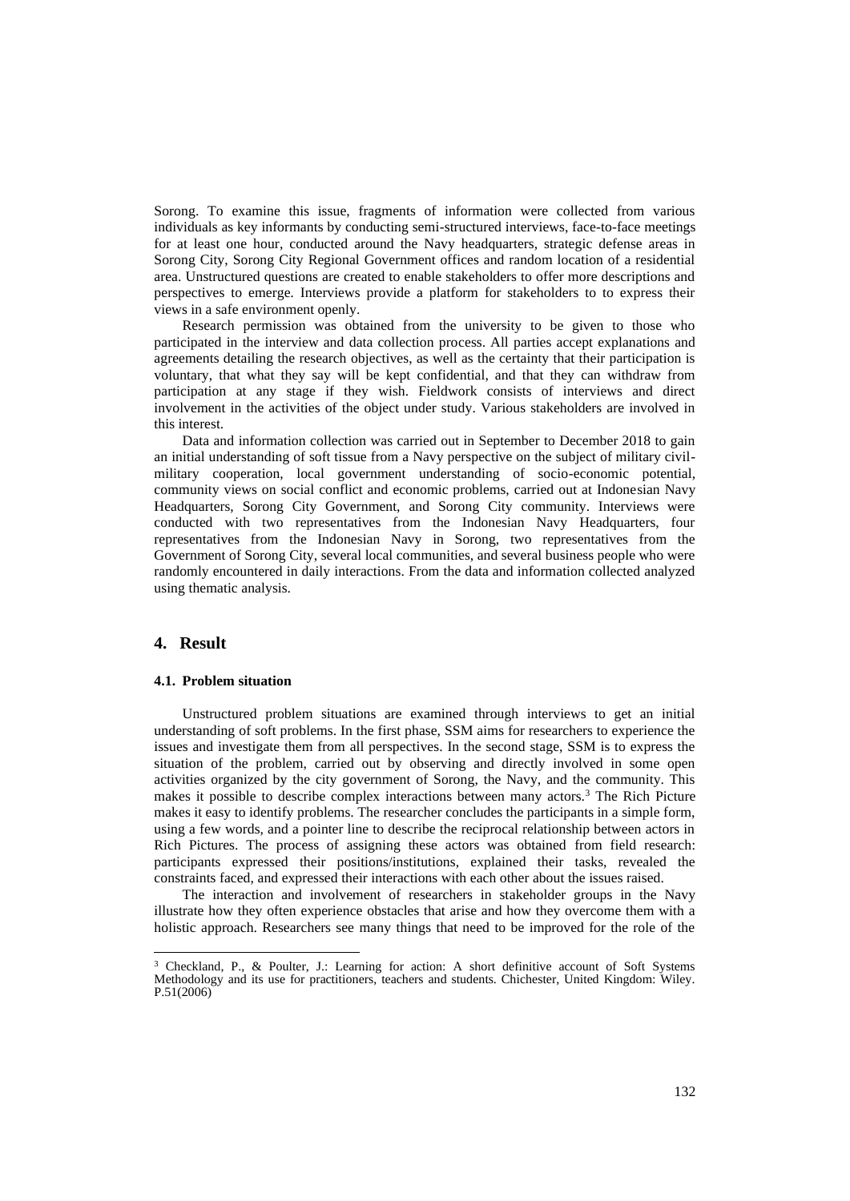Sorong. To examine this issue, fragments of information were collected from various individuals as key informants by conducting semi-structured interviews, face-to-face meetings for at least one hour, conducted around the Navy headquarters, strategic defense areas in Sorong City, Sorong City Regional Government offices and random location of a residential area. Unstructured questions are created to enable stakeholders to offer more descriptions and perspectives to emerge. Interviews provide a platform for stakeholders to to express their views in a safe environment openly.

Research permission was obtained from the university to be given to those who participated in the interview and data collection process. All parties accept explanations and agreements detailing the research objectives, as well as the certainty that their participation is voluntary, that what they say will be kept confidential, and that they can withdraw from participation at any stage if they wish. Fieldwork consists of interviews and direct involvement in the activities of the object under study. Various stakeholders are involved in this interest.

Data and information collection was carried out in September to December 2018 to gain an initial understanding of soft tissue from a Navy perspective on the subject of military civil-military cooperation, local government understanding of socio-economic potential, community views on social conflict and economic problems, carried out at Indonesian Navy Headquarters, Sorong City Government, and Sorong City community. Interviews were conducted with two representatives from the Indonesian Navy Headquarters, four representatives from the Indonesian Navy in Sorong, two representatives from the Government of Sorong City, several local communities, and several business people who were randomly encountered in daily interactions. From the data and information collected analyzed using thematic analysis.

## 4. Result

### 4.1. Problem situation

Unstructured problem situations are examined through interviews to get an initial understanding of soft problems. In the first phase, SSM aims for researchers to experience the issues and investigate them from all perspectives. In the second stage, SSM is to express the situation of the problem, carried out by observing and directly involved in some open activities organized by the city government of Sorong, the Navy, and the community. This makes it possible to describe complex interactions between many actors.[3] The Rich Picture makes it easy to identify problems. The researcher concludes the participants in a simple form, using a few words, and a pointer line to describe the reciprocal relationship between actors in Rich Pictures. The process of assigning these actors was obtained from field research: participants expressed their positions/institutions, explained their tasks, revealed the constraints faced, and expressed their interactions with each other about the issues raised.

The interaction and involvement of researchers in stakeholder groups in the Navy illustrate how they often experience obstacles that arise and how they overcome them with a holistic approach. Researchers see many things that need to be improved for the role of the

[3] Checkland, P., & Poulter, J.: Learning for action: A short definitive account of Soft Systems Methodology and its use for practitioners, teachers and students. Chichester, United Kingdom: Wiley. P.51(2006)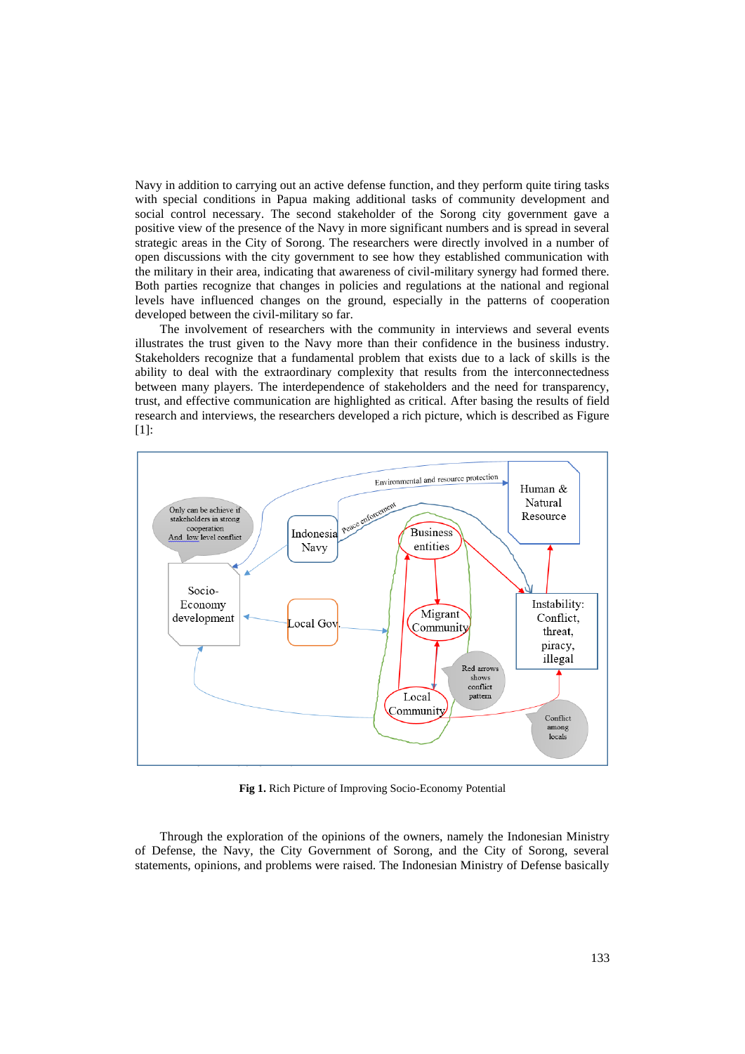Navy in addition to carrying out an active defense function, and they perform quite tiring tasks with special conditions in Papua making additional tasks of community development and social control necessary. The second stakeholder of the Sorong city government gave a positive view of the presence of the Navy in more significant numbers and is spread in several strategic areas in the City of Sorong. The researchers were directly involved in a number of open discussions with the city government to see how they established communication with the military in their area, indicating that awareness of civil-military synergy had formed there. Both parties recognize that changes in policies and regulations at the national and regional levels have influenced changes on the ground, especially in the patterns of cooperation developed between the civil-military so far.

The involvement of researchers with the community in interviews and several events illustrates the trust given to the Navy more than their confidence in the business industry. Stakeholders recognize that a fundamental problem that exists due to a lack of skills is the ability to deal with the extraordinary complexity that results from the interconnectedness between many players. The interdependence of stakeholders and the need for transparency, trust, and effective communication are highlighted as critical. After basing the results of field research and interviews, the researchers developed a rich picture, which is described as Figure [1]:

**Fig 1.** Rich Picture of Improving Socio-Economy Potential

Through the exploration of the opinions of the owners, namely the Indonesian Ministry of Defense, the Navy, the City Government of Sorong, and the City of Sorong, several statements, opinions, and problems were raised. The Indonesian Ministry of Defense basically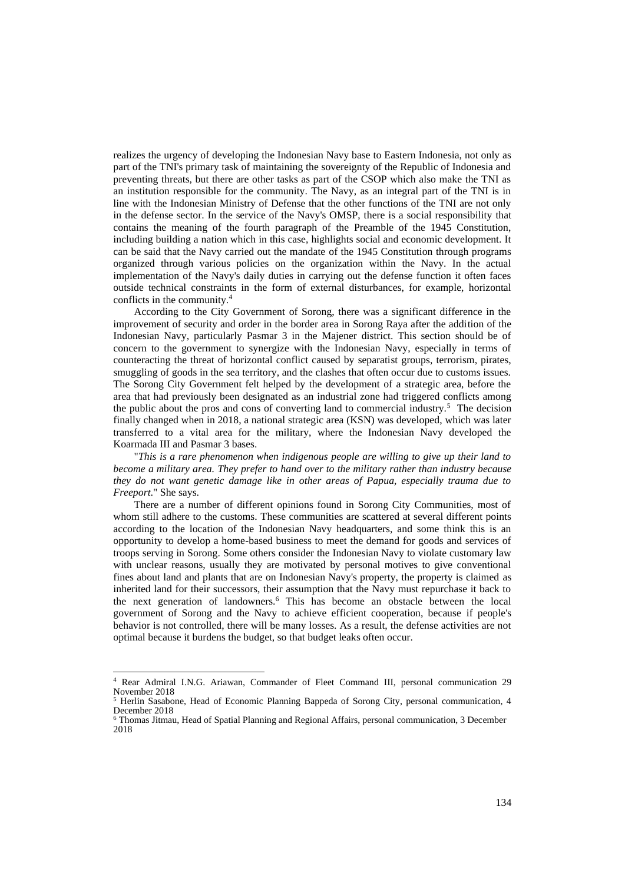realizes the urgency of developing the Indonesian Navy base to Eastern Indonesia, not only as part of the TNI's primary task of maintaining the sovereignty of the Republic of Indonesia and preventing threats, but there are other tasks as part of the CSOP which also make the TNI as an institution responsible for the community. The Navy, as an integral part of the TNI is in line with the Indonesian Ministry of Defense that the other functions of the TNI are not only in the defense sector. In the service of the Navy's OMSP, there is a social responsibility that contains the meaning of the fourth paragraph of the Preamble of the 1945 Constitution, including building a nation which in this case, highlights social and economic development. It can be said that the Navy carried out the mandate of the 1945 Constitution through programs organized through various policies on the organization within the Navy. In the actual implementation of the Navy's daily duties in carrying out the defense function it often faces outside technical constraints in the form of external disturbances, for example, horizontal conflicts in the community.[4]

According to the City Government of Sorong, there was a significant difference in the improvement of security and order in the border area in Sorong Raya after the addition of the Indonesian Navy, particularly Pasmar 3 in the Majener district. This section should be of concern to the government to synergize with the Indonesian Navy, especially in terms of counteracting the threat of horizontal conflict caused by separatist groups, terrorism, pirates, smuggling of goods in the sea territory, and the clashes that often occur due to customs issues. The Sorong City Government felt helped by the development of a strategic area, before the area that had previously been designated as an industrial zone had triggered conflicts among the public about the pros and cons of converting land to commercial industry.[5] The decision finally changed when in 2018, a national strategic area (KSN) was developed, which was later transferred to a vital area for the military, where the Indonesian Navy developed the Koarmada III and Pasmar 3 bases.

"*This is a rare phenomenon when indigenous people are willing to give up their land to become a military area. They prefer to hand over to the military rather than industry because they do not want genetic damage like in other areas of Papua, especially trauma due to Freeport*." She says.

There are a number of different opinions found in Sorong City Communities, most of whom still adhere to the customs. These communities are scattered at several different points according to the location of the Indonesian Navy headquarters, and some think this is an opportunity to develop a home-based business to meet the demand for goods and services of troops serving in Sorong. Some others consider the Indonesian Navy to violate customary law with unclear reasons, usually they are motivated by personal motives to give conventional fines about land and plants that are on Indonesian Navy's property, the property is claimed as inherited land for their successors, their assumption that the Navy must repurchase it back to the next generation of landowners.[6] This has become an obstacle between the local government of Sorong and the Navy to achieve efficient cooperation, because if people's behavior is not controlled, there will be many losses. As a result, the defense activities are not optimal because it burdens the budget, so that budget leaks often occur.

---

[4] Rear Admiral I.N.G. Ariawan, Commander of Fleet Command III, personal communication 29 November 2018

[5] Herlin Sasabone, Head of Economic Planning Bappeda of Sorong City, personal communication, 4 December 2018

[6] Thomas Jitmau, Head of Spatial Planning and Regional Affairs, personal communication, 3 December 2018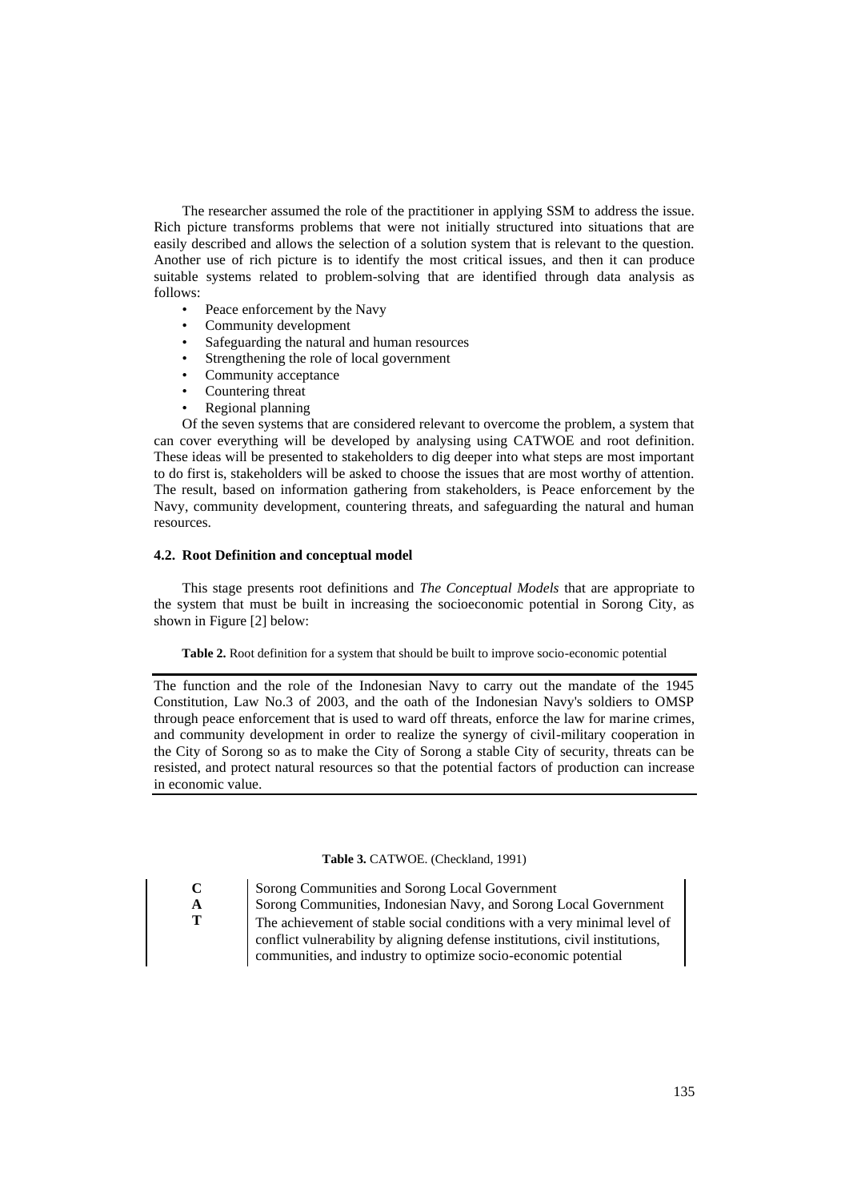The researcher assumed the role of the practitioner in applying SSM to address the issue. Rich picture transforms problems that were not initially structured into situations that are easily described and allows the selection of a solution system that is relevant to the question. Another use of rich picture is to identify the most critical issues, and then it can produce suitable systems related to problem-solving that are identified through data analysis as follows:

- Peace enforcement by the Navy
- Community development
- Safeguarding the natural and human resources
- Strengthening the role of local government
- Community acceptance
- Countering threat
- Regional planning

Of the seven systems that are considered relevant to overcome the problem, a system that can cover everything will be developed by analysing using CATWOE and root definition. These ideas will be presented to stakeholders to dig deeper into what steps are most important to do first is, stakeholders will be asked to choose the issues that are most worthy of attention. The result, based on information gathering from stakeholders, is Peace enforcement by the Navy, community development, countering threats, and safeguarding the natural and human resources.

### 4.2. Root Definition and conceptual model

This stage presents root definitions and *The Conceptual Models* that are appropriate to the system that must be built in increasing the socioeconomic potential in Sorong City, as shown in Figure [2] below:

**Table 2.** Root definition for a system that should be built to improve socio-economic potential

| The function and the role of the Indonesian Navy to carry out the mandate of the 1945 Constitution, Law No.3 of 2003, and the oath of the Indonesian Navy's soldiers to OMSP through peace enforcement that is used to ward off threats, enforce the law for marine crimes, and community development in order to realize the synergy of civil-military cooperation in the City of Sorong so as to make the City of Sorong a stable City of security, threats can be resisted, and protect natural resources so that the potential factors of production can increase in economic value. |
|---|

**Table 3.** CATWOE. (Checkland, 1991)

| | |
|---|---|
| **C** | Sorong Communities and Sorong Local Government |
| **A** | Sorong Communities, Indonesian Navy, and Sorong Local Government |
| **T** | The achievement of stable social conditions with a very minimal level of conflict vulnerability by aligning defense institutions, civil institutions, communities, and industry to optimize socio-economic potential |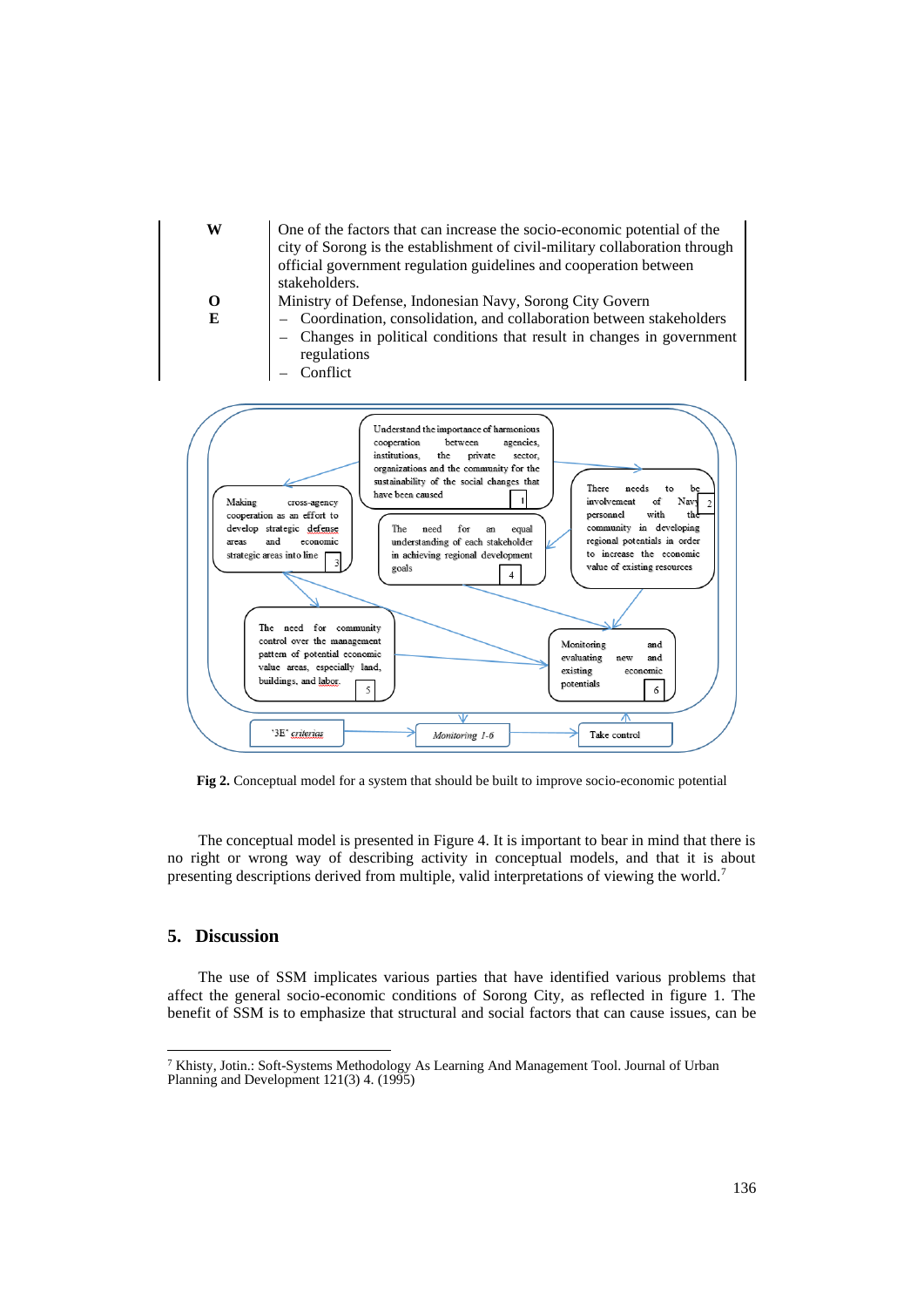| | |
|---|---|
| **W** | One of the factors that can increase the socio-economic potential of the city of Sorong is the establishment of civil-military collaboration through official government regulation guidelines and cooperation between stakeholders. |
| **O** | Ministry of Defense, Indonesian Navy, Sorong City Govern |
| **E** | – Coordination, consolidation, and collaboration between stakeholders<br>– Changes in political conditions that result in changes in government regulations<br>– Conflict |

Understand the importance of harmonious cooperation between agencies, institutions, the private sector, organizations and the community for the sustainability of the social changes that have been caused 1

There needs to be involvement of Navy personnel with the community in developing regional potentials in order to increase the economic value of existing resources 2

Making cross-agency cooperation as an effort to develop strategic defense areas and economic strategic areas into line 3

The need for an equal understanding of each stakeholder in achieving regional development goals 4

The need for community control over the management pattern of potential economic value areas, especially land, buildings, and labor. 5

Monitoring and evaluating new and existing economic potentials 6

'3E' criterias → Monitoring 1-6 → Take control

**Fig 2.** Conceptual model for a system that should be built to improve socio-economic potential

The conceptual model is presented in Figure 4. It is important to bear in mind that there is no right or wrong way of describing activity in conceptual models, and that it is about presenting descriptions derived from multiple, valid interpretations of viewing the world.[7]

## 5. Discussion

The use of SSM implicates various parties that have identified various problems that affect the general socio-economic conditions of Sorong City, as reflected in figure 1. The benefit of SSM is to emphasize that structural and social factors that can cause issues, can be

[7] Khisty, Jotin.: Soft-Systems Methodology As Learning And Management Tool. Journal of Urban Planning and Development 121(3) 4. (1995)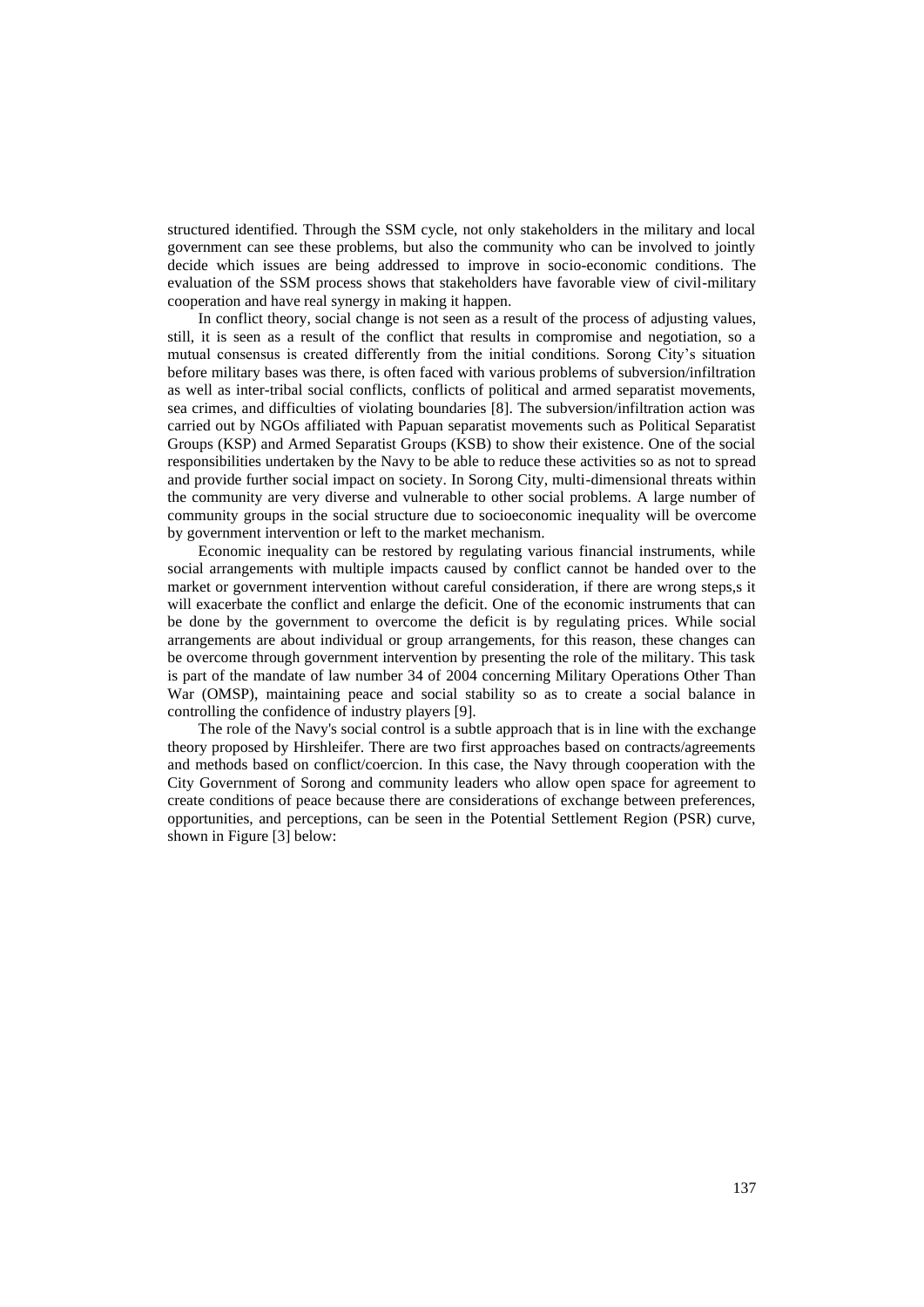structured identified. Through the SSM cycle, not only stakeholders in the military and local government can see these problems, but also the community who can be involved to jointly decide which issues are being addressed to improve in socio-economic conditions. The evaluation of the SSM process shows that stakeholders have favorable view of civil-military cooperation and have real synergy in making it happen.

In conflict theory, social change is not seen as a result of the process of adjusting values, still, it is seen as a result of the conflict that results in compromise and negotiation, so a mutual consensus is created differently from the initial conditions. Sorong City's situation before military bases was there, is often faced with various problems of subversion/infiltration as well as inter-tribal social conflicts, conflicts of political and armed separatist movements, sea crimes, and difficulties of violating boundaries [8]. The subversion/infiltration action was carried out by NGOs affiliated with Papuan separatist movements such as Political Separatist Groups (KSP) and Armed Separatist Groups (KSB) to show their existence. One of the social responsibilities undertaken by the Navy to be able to reduce these activities so as not to spread and provide further social impact on society. In Sorong City, multi-dimensional threats within the community are very diverse and vulnerable to other social problems. A large number of community groups in the social structure due to socioeconomic inequality will be overcome by government intervention or left to the market mechanism.

Economic inequality can be restored by regulating various financial instruments, while social arrangements with multiple impacts caused by conflict cannot be handed over to the market or government intervention without careful consideration, if there are wrong steps,s it will exacerbate the conflict and enlarge the deficit. One of the economic instruments that can be done by the government to overcome the deficit is by regulating prices. While social arrangements are about individual or group arrangements, for this reason, these changes can be overcome through government intervention by presenting the role of the military. This task is part of the mandate of law number 34 of 2004 concerning Military Operations Other Than War (OMSP), maintaining peace and social stability so as to create a social balance in controlling the confidence of industry players [9].

The role of the Navy's social control is a subtle approach that is in line with the exchange theory proposed by Hirshleifer. There are two first approaches based on contracts/agreements and methods based on conflict/coercion. In this case, the Navy through cooperation with the City Government of Sorong and community leaders who allow open space for agreement to create conditions of peace because there are considerations of exchange between preferences, opportunities, and perceptions, can be seen in the Potential Settlement Region (PSR) curve, shown in Figure [3] below: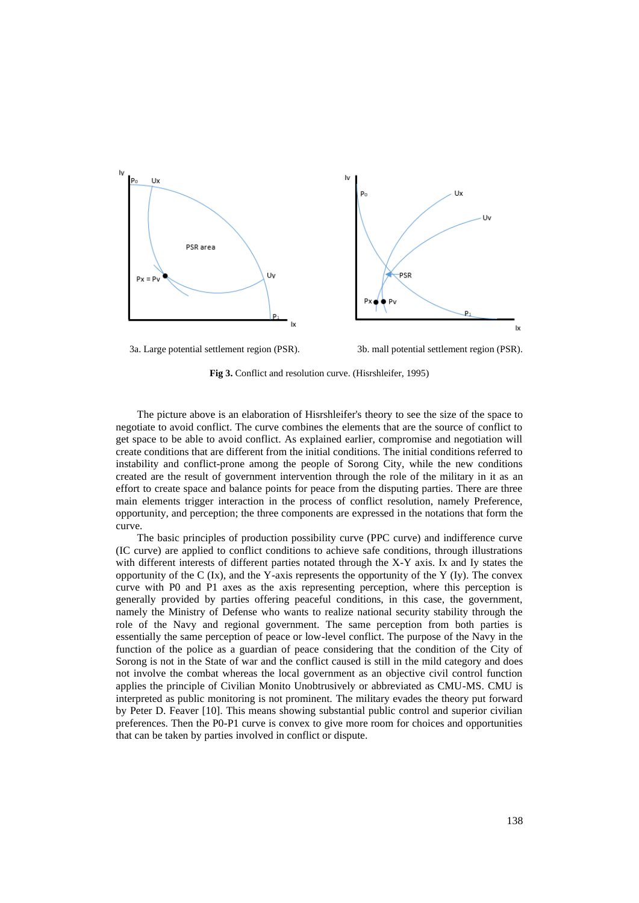3a. Large potential settlement region (PSR).

3b. mall potential settlement region (PSR).

**Fig 3.** Conflict and resolution curve. (Hisrshleifer, 1995)

The picture above is an elaboration of Hisrshleifer's theory to see the size of the space to negotiate to avoid conflict. The curve combines the elements that are the source of conflict to get space to be able to avoid conflict. As explained earlier, compromise and negotiation will create conditions that are different from the initial conditions. The initial conditions referred to instability and conflict-prone among the people of Sorong City, while the new conditions created are the result of government intervention through the role of the military in it as an effort to create space and balance points for peace from the disputing parties. There are three main elements trigger interaction in the process of conflict resolution, namely Preference, opportunity, and perception; the three components are expressed in the notations that form the curve.

The basic principles of production possibility curve (PPC curve) and indifference curve (IC curve) are applied to conflict conditions to achieve safe conditions, through illustrations with different interests of different parties notated through the X-Y axis. Ix and Iy states the opportunity of the C (Ix), and the Y-axis represents the opportunity of the Y (Iy). The convex curve with P0 and P1 axes as the axis representing perception, where this perception is generally provided by parties offering peaceful conditions, in this case, the government, namely the Ministry of Defense who wants to realize national security stability through the role of the Navy and regional government. The same perception from both parties is essentially the same perception of peace or low-level conflict. The purpose of the Navy in the function of the police as a guardian of peace considering that the condition of the City of Sorong is not in the State of war and the conflict caused is still in the mild category and does not involve the combat whereas the local government as an objective civil control function applies the principle of Civilian Monito Unobtrusively or abbreviated as CMU-MS. CMU is interpreted as public monitoring is not prominent. The military evades the theory put forward by Peter D. Feaver [10]. This means showing substantial public control and superior civilian preferences. Then the P0-P1 curve is convex to give more room for choices and opportunities that can be taken by parties involved in conflict or dispute.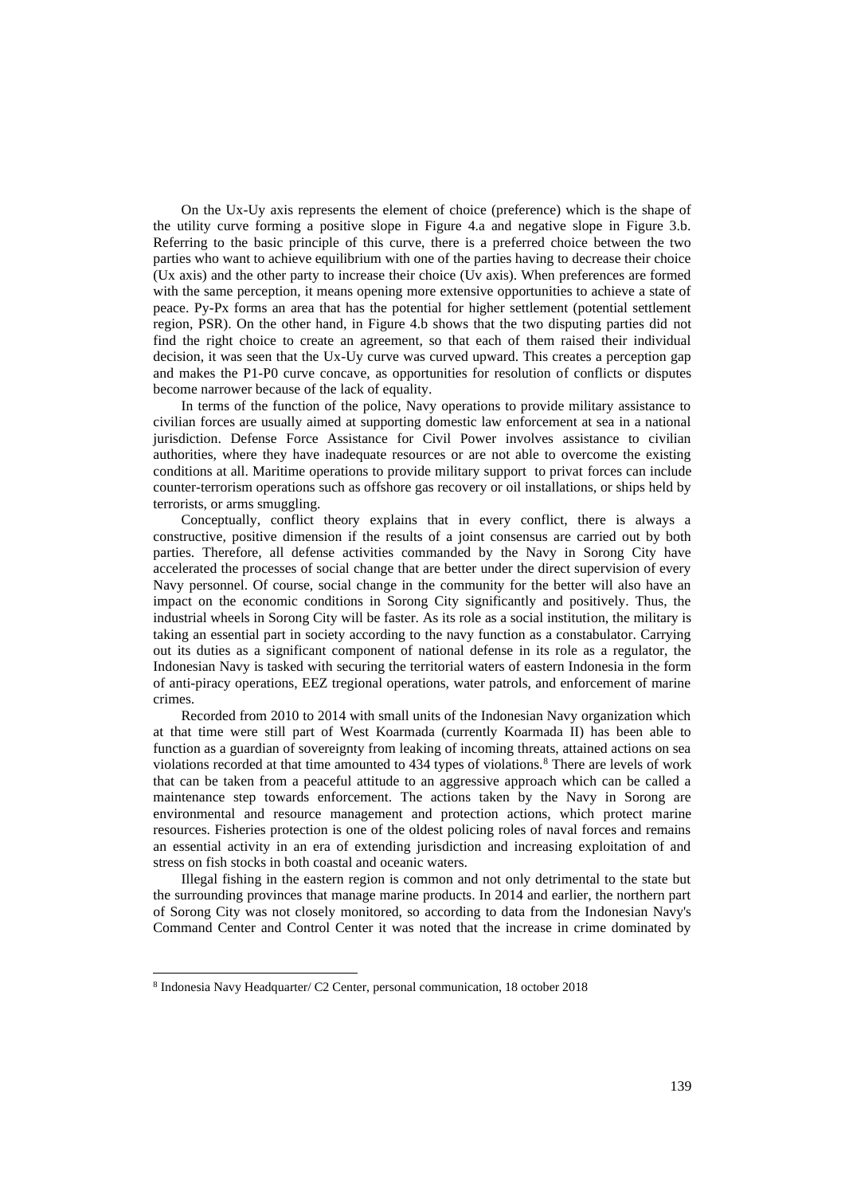On the Ux-Uy axis represents the element of choice (preference) which is the shape of the utility curve forming a positive slope in Figure 4.a and negative slope in Figure 3.b. Referring to the basic principle of this curve, there is a preferred choice between the two parties who want to achieve equilibrium with one of the parties having to decrease their choice (Ux axis) and the other party to increase their choice (Uv axis). When preferences are formed with the same perception, it means opening more extensive opportunities to achieve a state of peace. Py-Px forms an area that has the potential for higher settlement (potential settlement region, PSR). On the other hand, in Figure 4.b shows that the two disputing parties did not find the right choice to create an agreement, so that each of them raised their individual decision, it was seen that the Ux-Uy curve was curved upward. This creates a perception gap and makes the P1-P0 curve concave, as opportunities for resolution of conflicts or disputes become narrower because of the lack of equality.

In terms of the function of the police, Navy operations to provide military assistance to civilian forces are usually aimed at supporting domestic law enforcement at sea in a national jurisdiction. Defense Force Assistance for Civil Power involves assistance to civilian authorities, where they have inadequate resources or are not able to overcome the existing conditions at all. Maritime operations to provide military support to privat forces can include counter-terrorism operations such as offshore gas recovery or oil installations, or ships held by terrorists, or arms smuggling.

Conceptually, conflict theory explains that in every conflict, there is always a constructive, positive dimension if the results of a joint consensus are carried out by both parties. Therefore, all defense activities commanded by the Navy in Sorong City have accelerated the processes of social change that are better under the direct supervision of every Navy personnel. Of course, social change in the community for the better will also have an impact on the economic conditions in Sorong City significantly and positively. Thus, the industrial wheels in Sorong City will be faster. As its role as a social institution, the military is taking an essential part in society according to the navy function as a constabulator. Carrying out its duties as a significant component of national defense in its role as a regulator, the Indonesian Navy is tasked with securing the territorial waters of eastern Indonesia in the form of anti-piracy operations, EEZ tregional operations, water patrols, and enforcement of marine crimes.

Recorded from 2010 to 2014 with small units of the Indonesian Navy organization which at that time were still part of West Koarmada (currently Koarmada II) has been able to function as a guardian of sovereignty from leaking of incoming threats, attained actions on sea violations recorded at that time amounted to 434 types of violations.[8] There are levels of work that can be taken from a peaceful attitude to an aggressive approach which can be called a maintenance step towards enforcement. The actions taken by the Navy in Sorong are environmental and resource management and protection actions, which protect marine resources. Fisheries protection is one of the oldest policing roles of naval forces and remains an essential activity in an era of extending jurisdiction and increasing exploitation of and stress on fish stocks in both coastal and oceanic waters.

Illegal fishing in the eastern region is common and not only detrimental to the state but the surrounding provinces that manage marine products. In 2014 and earlier, the northern part of Sorong City was not closely monitored, so according to data from the Indonesian Navy's Command Center and Control Center it was noted that the increase in crime dominated by

[8] Indonesia Navy Headquarter/ C2 Center, personal communication, 18 october 2018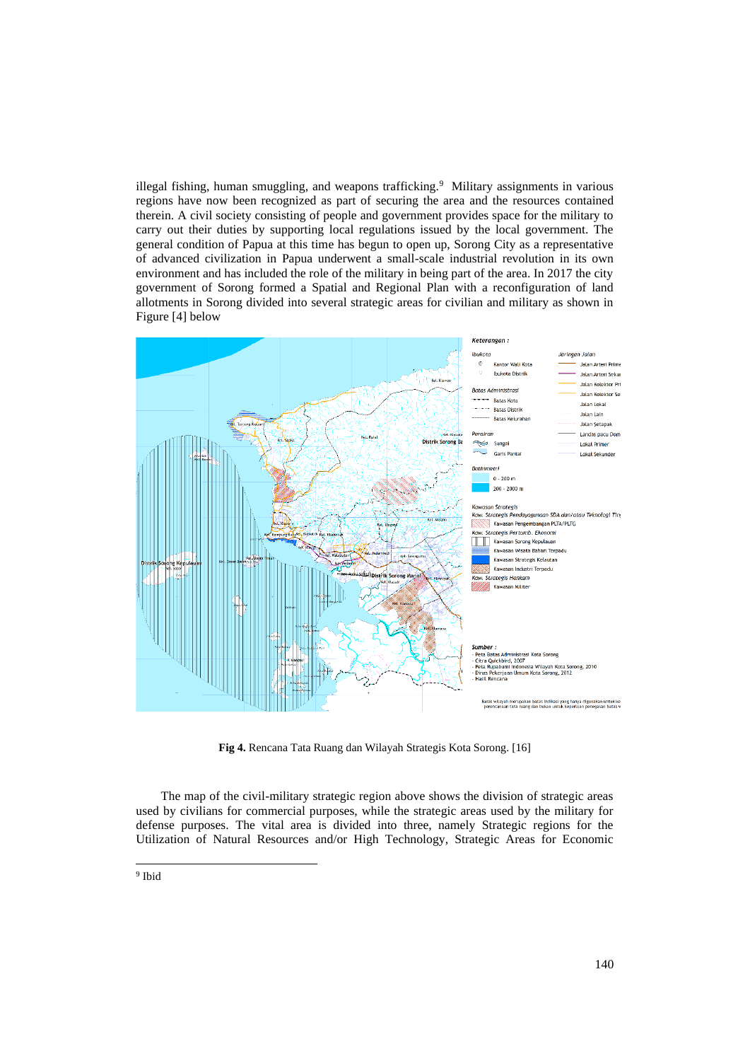illegal fishing, human smuggling, and weapons trafficking.[9] Military assignments in various regions have now been recognized as part of securing the area and the resources contained therein. A civil society consisting of people and government provides space for the military to carry out their duties by supporting local regulations issued by the local government. The general condition of Papua at this time has begun to open up, Sorong City as a representative of advanced civilization in Papua underwent a small-scale industrial revolution in its own environment and has included the role of the military in being part of the area. In 2017 the city government of Sorong formed a Spatial and Regional Plan with a reconfiguration of land allotments in Sorong divided into several strategic areas for civilian and military as shown in Figure [4] below

**Fig 4.** Rencana Tata Ruang dan Wilayah Strategis Kota Sorong. [16]

The map of the civil-military strategic region above shows the division of strategic areas used by civilians for commercial purposes, while the strategic areas used by the military for defense purposes. The vital area is divided into three, namely Strategic regions for the Utilization of Natural Resources and/or High Technology, Strategic Areas for Economic

[9] Ibid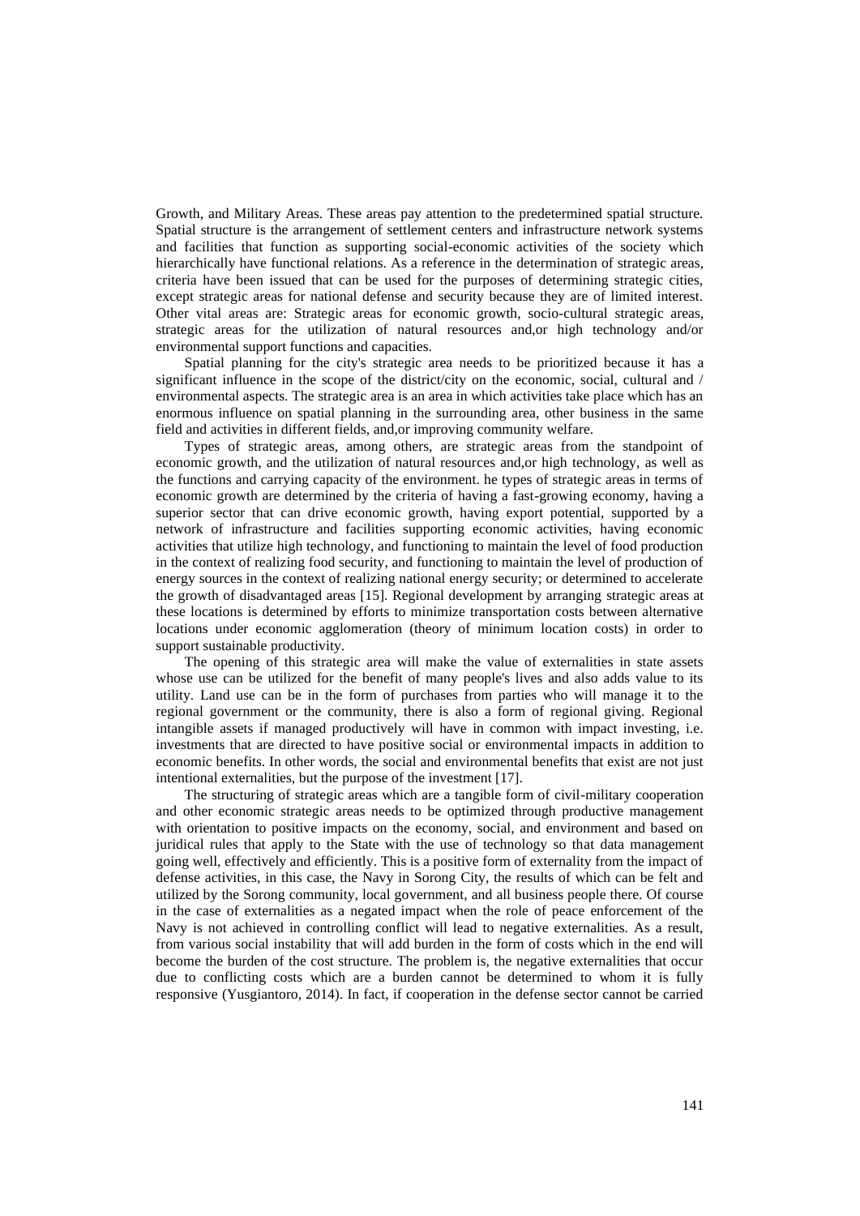Growth, and Military Areas. These areas pay attention to the predetermined spatial structure. Spatial structure is the arrangement of settlement centers and infrastructure network systems and facilities that function as supporting social-economic activities of the society which hierarchically have functional relations. As a reference in the determination of strategic areas, criteria have been issued that can be used for the purposes of determining strategic cities, except strategic areas for national defense and security because they are of limited interest. Other vital areas are: Strategic areas for economic growth, socio-cultural strategic areas, strategic areas for the utilization of natural resources and,or high technology and/or environmental support functions and capacities.

Spatial planning for the city's strategic area needs to be prioritized because it has a significant influence in the scope of the district/city on the economic, social, cultural and / environmental aspects. The strategic area is an area in which activities take place which has an enormous influence on spatial planning in the surrounding area, other business in the same field and activities in different fields, and,or improving community welfare.

Types of strategic areas, among others, are strategic areas from the standpoint of economic growth, and the utilization of natural resources and,or high technology, as well as the functions and carrying capacity of the environment. he types of strategic areas in terms of economic growth are determined by the criteria of having a fast-growing economy, having a superior sector that can drive economic growth, having export potential, supported by a network of infrastructure and facilities supporting economic activities, having economic activities that utilize high technology, and functioning to maintain the level of food production in the context of realizing food security, and functioning to maintain the level of production of energy sources in the context of realizing national energy security; or determined to accelerate the growth of disadvantaged areas [15]. Regional development by arranging strategic areas at these locations is determined by efforts to minimize transportation costs between alternative locations under economic agglomeration (theory of minimum location costs) in order to support sustainable productivity.

The opening of this strategic area will make the value of externalities in state assets whose use can be utilized for the benefit of many people's lives and also adds value to its utility. Land use can be in the form of purchases from parties who will manage it to the regional government or the community, there is also a form of regional giving. Regional intangible assets if managed productively will have in common with impact investing, i.e. investments that are directed to have positive social or environmental impacts in addition to economic benefits. In other words, the social and environmental benefits that exist are not just intentional externalities, but the purpose of the investment [17].

The structuring of strategic areas which are a tangible form of civil-military cooperation and other economic strategic areas needs to be optimized through productive management with orientation to positive impacts on the economy, social, and environment and based on juridical rules that apply to the State with the use of technology so that data management going well, effectively and efficiently. This is a positive form of externality from the impact of defense activities, in this case, the Navy in Sorong City, the results of which can be felt and utilized by the Sorong community, local government, and all business people there. Of course in the case of externalities as a negated impact when the role of peace enforcement of the Navy is not achieved in controlling conflict will lead to negative externalities. As a result, from various social instability that will add burden in the form of costs which in the end will become the burden of the cost structure. The problem is, the negative externalities that occur due to conflicting costs which are a burden cannot be determined to whom it is fully responsive (Yusgiantoro, 2014). In fact, if cooperation in the defense sector cannot be carried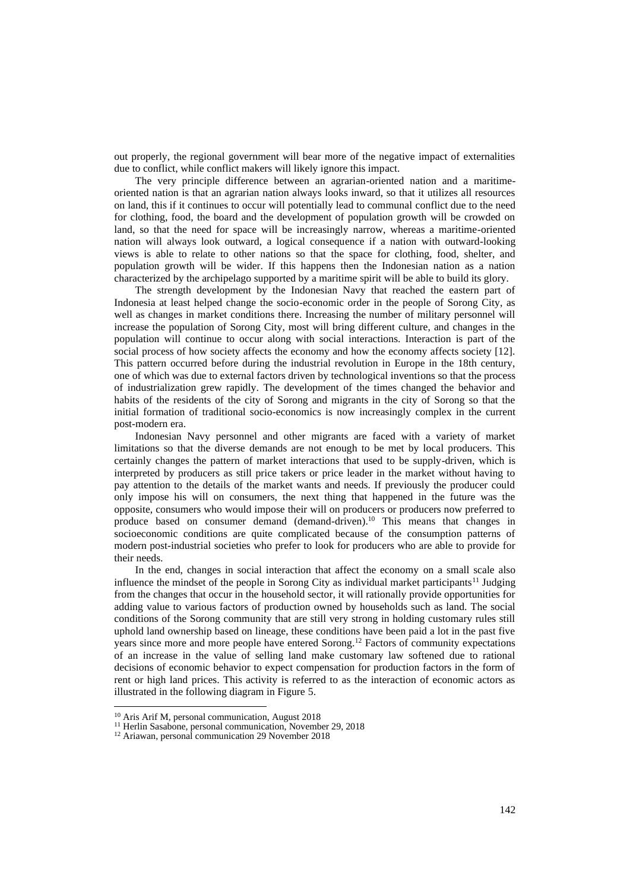out properly, the regional government will bear more of the negative impact of externalities due to conflict, while conflict makers will likely ignore this impact.

The very principle difference between an agrarian-oriented nation and a maritime-oriented nation is that an agrarian nation always looks inward, so that it utilizes all resources on land, this if it continues to occur will potentially lead to communal conflict due to the need for clothing, food, the board and the development of population growth will be crowded on land, so that the need for space will be increasingly narrow, whereas a maritime-oriented nation will always look outward, a logical consequence if a nation with outward-looking views is able to relate to other nations so that the space for clothing, food, shelter, and population growth will be wider. If this happens then the Indonesian nation as a nation characterized by the archipelago supported by a maritime spirit will be able to build its glory.

The strength development by the Indonesian Navy that reached the eastern part of Indonesia at least helped change the socio-economic order in the people of Sorong City, as well as changes in market conditions there. Increasing the number of military personnel will increase the population of Sorong City, most will bring different culture, and changes in the population will continue to occur along with social interactions. Interaction is part of the social process of how society affects the economy and how the economy affects society [12]. This pattern occurred before during the industrial revolution in Europe in the 18th century, one of which was due to external factors driven by technological inventions so that the process of industrialization grew rapidly. The development of the times changed the behavior and habits of the residents of the city of Sorong and migrants in the city of Sorong so that the initial formation of traditional socio-economics is now increasingly complex in the current post-modern era.

Indonesian Navy personnel and other migrants are faced with a variety of market limitations so that the diverse demands are not enough to be met by local producers. This certainly changes the pattern of market interactions that used to be supply-driven, which is interpreted by producers as still price takers or price leader in the market without having to pay attention to the details of the market wants and needs. If previously the producer could only impose his will on consumers, the next thing that happened in the future was the opposite, consumers who would impose their will on producers or producers now preferred to produce based on consumer demand (demand-driven).[10] This means that changes in socioeconomic conditions are quite complicated because of the consumption patterns of modern post-industrial societies who prefer to look for producers who are able to provide for their needs.

In the end, changes in social interaction that affect the economy on a small scale also influence the mindset of the people in Sorong City as individual market participants[11] Judging from the changes that occur in the household sector, it will rationally provide opportunities for adding value to various factors of production owned by households such as land. The social conditions of the Sorong community that are still very strong in holding customary rules still uphold land ownership based on lineage, these conditions have been paid a lot in the past five years since more and more people have entered Sorong.[12] Factors of community expectations of an increase in the value of selling land make customary law softened due to rational decisions of economic behavior to expect compensation for production factors in the form of rent or high land prices. This activity is referred to as the interaction of economic actors as illustrated in the following diagram in Figure 5.

---

[10] Aris Arif M, personal communication, August 2018

[11] Herlin Sasabone, personal communication, November 29, 2018

[12] Ariawan, personal communication 29 November 2018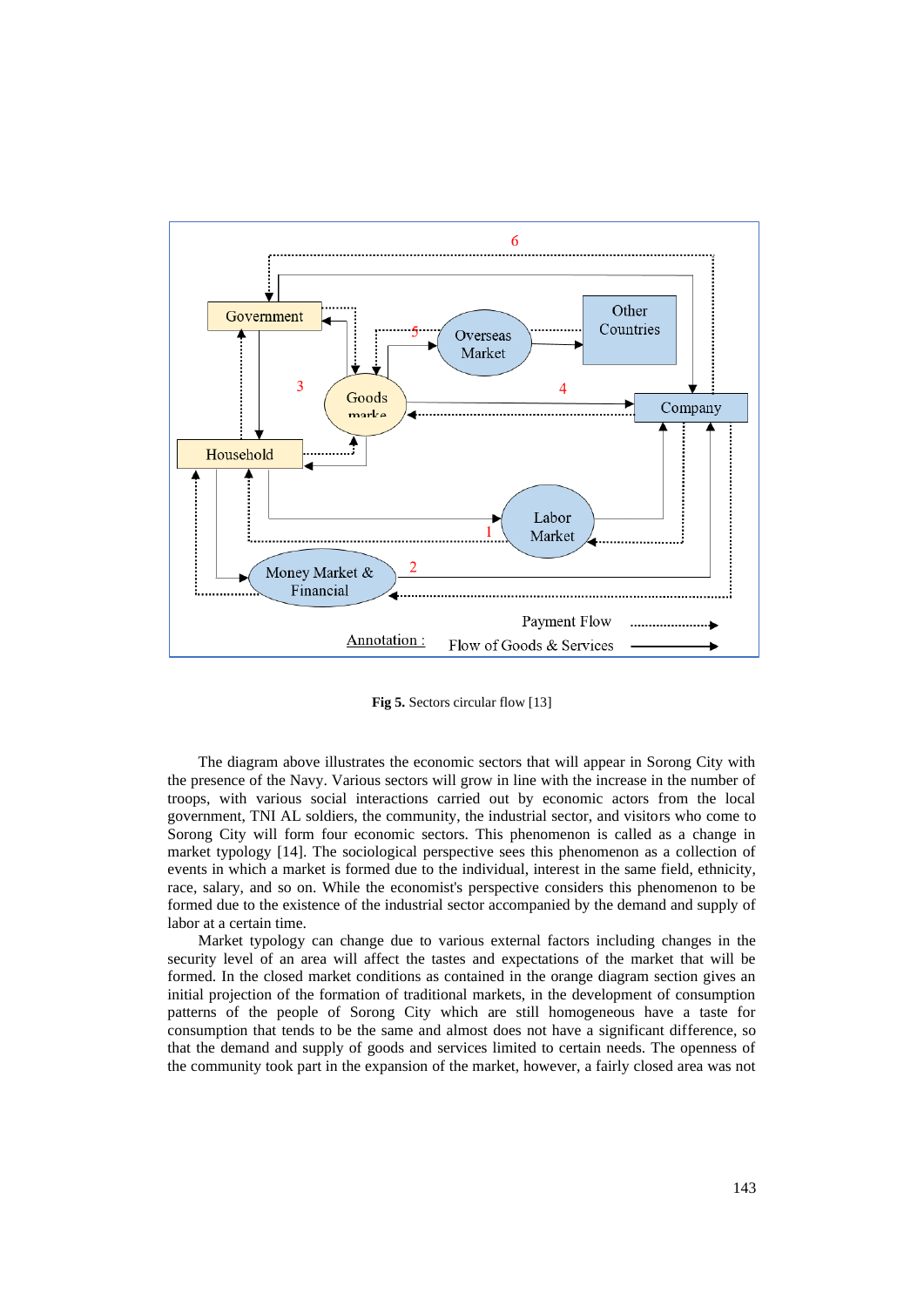**Fig 5.** Sectors circular flow [13]

The diagram above illustrates the economic sectors that will appear in Sorong City with the presence of the Navy. Various sectors will grow in line with the increase in the number of troops, with various social interactions carried out by economic actors from the local government, TNI AL soldiers, the community, the industrial sector, and visitors who come to Sorong City will form four economic sectors. This phenomenon is called as a change in market typology [14]. The sociological perspective sees this phenomenon as a collection of events in which a market is formed due to the individual, interest in the same field, ethnicity, race, salary, and so on. While the economist's perspective considers this phenomenon to be formed due to the existence of the industrial sector accompanied by the demand and supply of labor at a certain time.

Market typology can change due to various external factors including changes in the security level of an area will affect the tastes and expectations of the market that will be formed. In the closed market conditions as contained in the orange diagram section gives an initial projection of the formation of traditional markets, in the development of consumption patterns of the people of Sorong City which are still homogeneous have a taste for consumption that tends to be the same and almost does not have a significant difference, so that the demand and supply of goods and services limited to certain needs. The openness of the community took part in the expansion of the market, however, a fairly closed area was not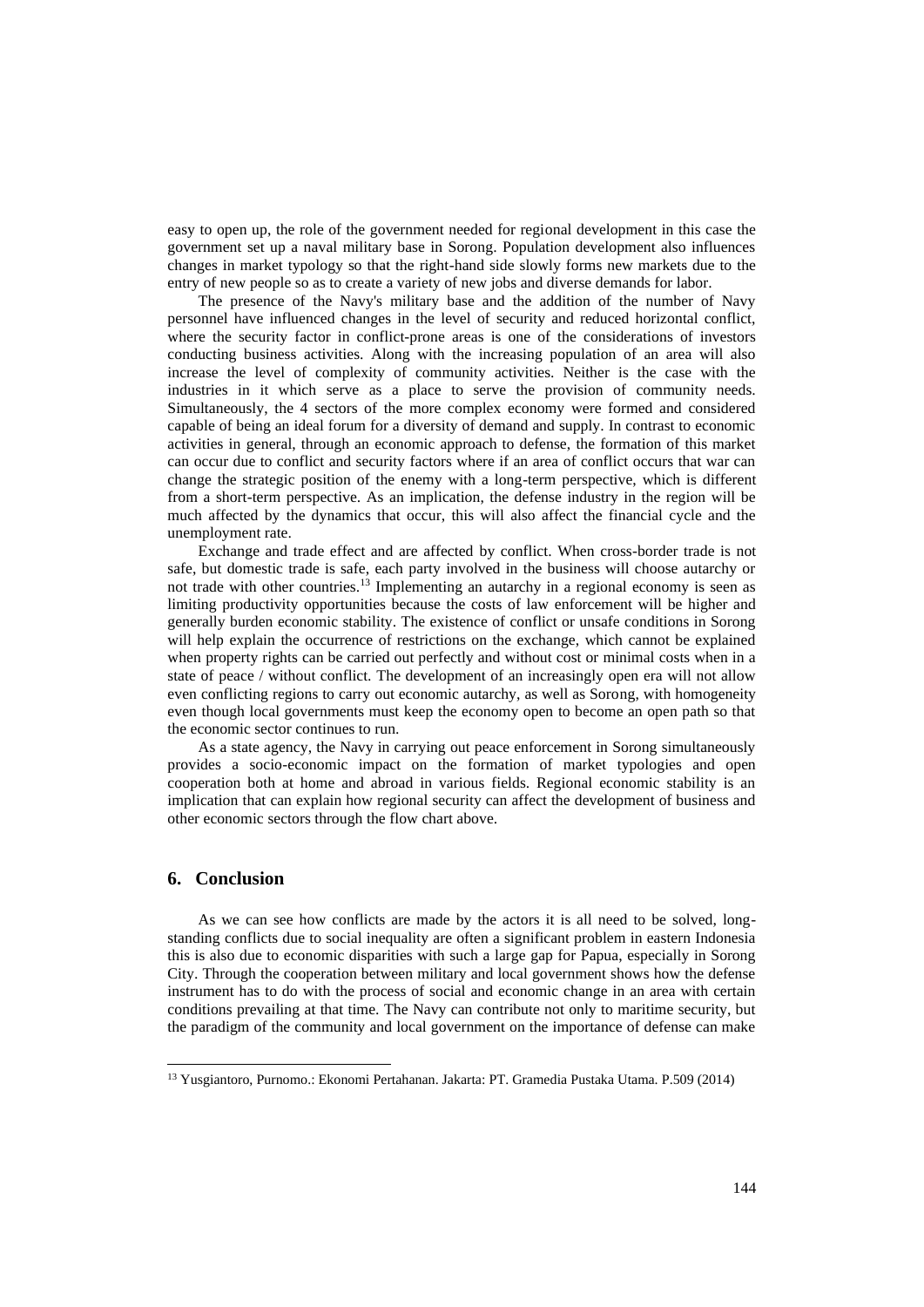easy to open up, the role of the government needed for regional development in this case the government set up a naval military base in Sorong. Population development also influences changes in market typology so that the right-hand side slowly forms new markets due to the entry of new people so as to create a variety of new jobs and diverse demands for labor.

The presence of the Navy's military base and the addition of the number of Navy personnel have influenced changes in the level of security and reduced horizontal conflict, where the security factor in conflict-prone areas is one of the considerations of investors conducting business activities. Along with the increasing population of an area will also increase the level of complexity of community activities. Neither is the case with the industries in it which serve as a place to serve the provision of community needs. Simultaneously, the 4 sectors of the more complex economy were formed and considered capable of being an ideal forum for a diversity of demand and supply. In contrast to economic activities in general, through an economic approach to defense, the formation of this market can occur due to conflict and security factors where if an area of conflict occurs that war can change the strategic position of the enemy with a long-term perspective, which is different from a short-term perspective. As an implication, the defense industry in the region will be much affected by the dynamics that occur, this will also affect the financial cycle and the unemployment rate.

Exchange and trade effect and are affected by conflict. When cross-border trade is not safe, but domestic trade is safe, each party involved in the business will choose autarchy or not trade with other countries.[13] Implementing an autarchy in a regional economy is seen as limiting productivity opportunities because the costs of law enforcement will be higher and generally burden economic stability. The existence of conflict or unsafe conditions in Sorong will help explain the occurrence of restrictions on the exchange, which cannot be explained when property rights can be carried out perfectly and without cost or minimal costs when in a state of peace / without conflict. The development of an increasingly open era will not allow even conflicting regions to carry out economic autarchy, as well as Sorong, with homogeneity even though local governments must keep the economy open to become an open path so that the economic sector continues to run.

As a state agency, the Navy in carrying out peace enforcement in Sorong simultaneously provides a socio-economic impact on the formation of market typologies and open cooperation both at home and abroad in various fields. Regional economic stability is an implication that can explain how regional security can affect the development of business and other economic sectors through the flow chart above.

## 6. Conclusion

As we can see how conflicts are made by the actors it is all need to be solved, long-standing conflicts due to social inequality are often a significant problem in eastern Indonesia this is also due to economic disparities with such a large gap for Papua, especially in Sorong City. Through the cooperation between military and local government shows how the defense instrument has to do with the process of social and economic change in an area with certain conditions prevailing at that time. The Navy can contribute not only to maritime security, but the paradigm of the community and local government on the importance of defense can make

[13] Yusgiantoro, Purnomo.: Ekonomi Pertahanan. Jakarta: PT. Gramedia Pustaka Utama. P.509 (2014)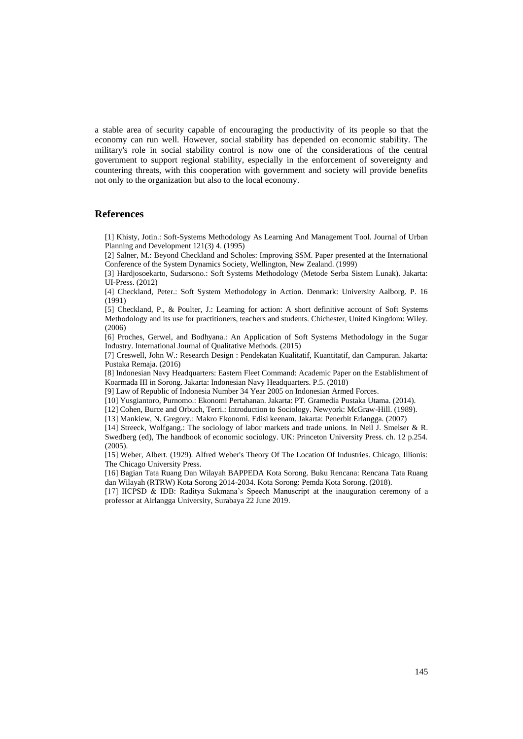a stable area of security capable of encouraging the productivity of its people so that the economy can run well. However, social stability has depended on economic stability. The military's role in social stability control is now one of the considerations of the central government to support regional stability, especially in the enforcement of sovereignty and countering threats, with this cooperation with government and society will provide benefits not only to the organization but also to the local economy.

## References

[1] Khisty, Jotin.: Soft-Systems Methodology As Learning And Management Tool. Journal of Urban Planning and Development 121(3) 4. (1995)

[2] Salner, M.: Beyond Checkland and Scholes: Improving SSM. Paper presented at the International Conference of the System Dynamics Society, Wellington, New Zealand. (1999)

[3] Hardjosoekarto, Sudarsono.: Soft Systems Methodology (Metode Serba Sistem Lunak). Jakarta: UI-Press. (2012)

[4] Checkland, Peter.: Soft System Methodology in Action. Denmark: University Aalborg. P. 16 (1991)

[5] Checkland, P., & Poulter, J.: Learning for action: A short definitive account of Soft Systems Methodology and its use for practitioners, teachers and students. Chichester, United Kingdom: Wiley. (2006)

[6] Proches, Gerwel, and Bodhyana.: An Application of Soft Systems Methodology in the Sugar Industry. International Journal of Qualitative Methods. (2015)

[7] Creswell, John W.: Research Design : Pendekatan Kualitatif, Kuantitatif, dan Campuran. Jakarta: Pustaka Remaja. (2016)

[8] Indonesian Navy Headquarters: Eastern Fleet Command: Academic Paper on the Establishment of Koarmada III in Sorong. Jakarta: Indonesian Navy Headquarters. P.5. (2018)

[9] Law of Republic of Indonesia Number 34 Year 2005 on Indonesian Armed Forces.

[10] Yusgiantoro, Purnomo.: Ekonomi Pertahanan. Jakarta: PT. Gramedia Pustaka Utama. (2014).

[12] Cohen, Burce and Orbuch, Terri.: Introduction to Sociology. Newyork: McGraw-Hill. (1989).

[13] Mankiew, N. Gregory.: Makro Ekonomi. Edisi keenam. Jakarta: Penerbit Erlangga. (2007)

[14] Streeck, Wolfgang.: The sociology of labor markets and trade unions. In Neil J. Smelser & R. Swedberg (ed), The handbook of economic sociology. UK: Princeton University Press. ch. 12 p.254. (2005).

[15] Weber, Albert. (1929). Alfred Weber's Theory Of The Location Of Industries. Chicago, Illionis: The Chicago University Press.

[16] Bagian Tata Ruang Dan Wilayah BAPPEDA Kota Sorong. Buku Rencana: Rencana Tata Ruang dan Wilayah (RTRW) Kota Sorong 2014-2034. Kota Sorong: Pemda Kota Sorong. (2018).

[17] IICPSD & IDB: Raditya Sukmana's Speech Manuscript at the inauguration ceremony of a professor at Airlangga University, Surabaya 22 June 2019.